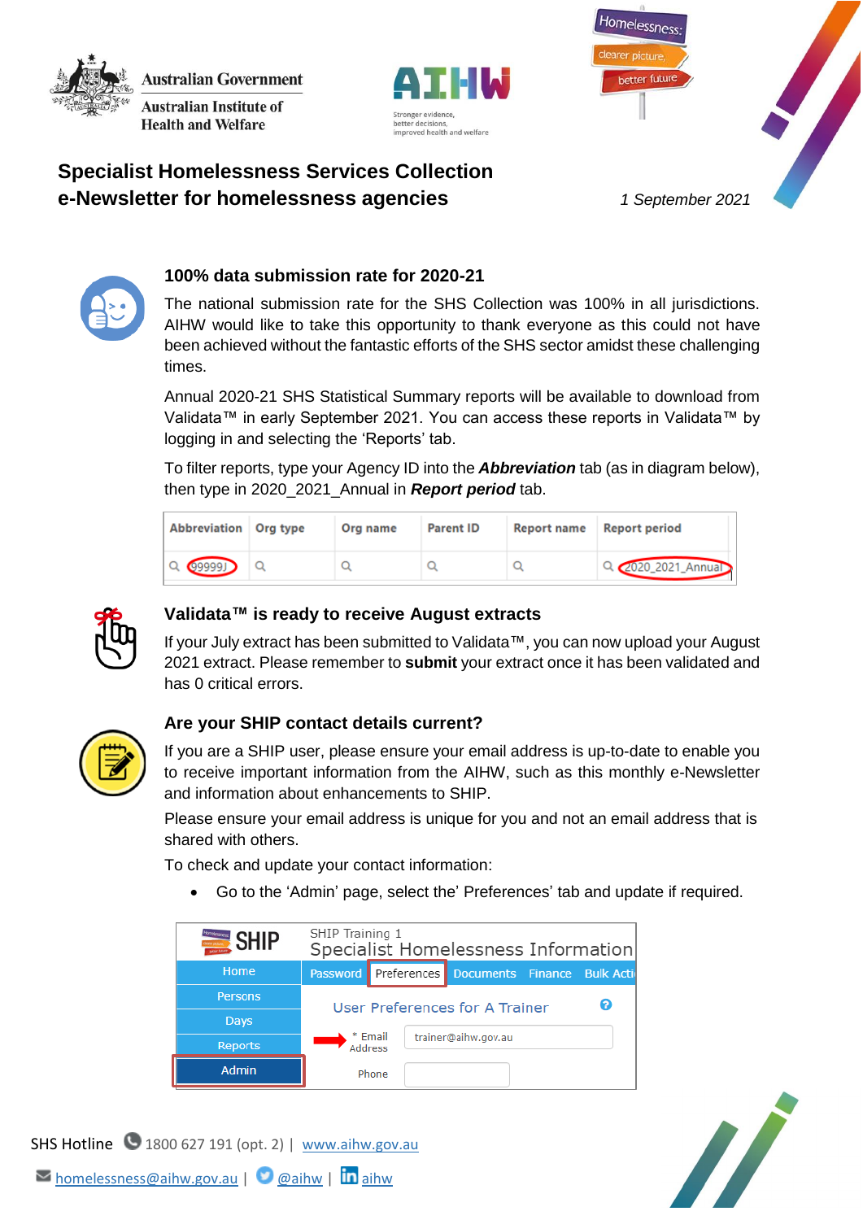Australian Government
Australian Institute of Health and Welfare

AIHW
Stronger evidence, better decisions, improved health and welfare

Homelessness: clearer picture, better future

# Specialist Homelessness Services Collection e-Newsletter for homelessness agencies

1 September 2021

## 100% data submission rate for 2020-21

The national submission rate for the SHS Collection was 100% in all jurisdictions. AIHW would like to take this opportunity to thank everyone as this could not have been achieved without the fantastic efforts of the SHS sector amidst these challenging times.

Annual 2020-21 SHS Statistical Summary reports will be available to download from Validata™ in early September 2021. You can access these reports in Validata™ by logging in and selecting the 'Reports' tab.

To filter reports, type your Agency ID into the ***Abbreviation*** tab (as in diagram below), then type in 2020_2021_Annual in ***Report period*** tab.

| Abbreviation | Org type | Org name | Parent ID | Report name | Report period |
|---|---|---|---|---|---|
| 99999J | | | | | 2020_2021_Annual |

## Validata™ is ready to receive August extracts

If your July extract has been submitted to Validata™, you can now upload your August 2021 extract. Please remember to **submit** your extract once it has been validated and has 0 critical errors.

## Are your SHIP contact details current?

If you are a SHIP user, please ensure your email address is up-to-date to enable you to receive important information from the AIHW, such as this monthly e-Newsletter and information about enhancements to SHIP.

Please ensure your email address is unique for you and not an email address that is shared with others.

To check and update your contact information:

- Go to the 'Admin' page, select the' Preferences' tab and update if required.

SHS Hotline 1800 627 191 (opt. 2) | www.aihw.gov.au

homelessness@aihw.gov.au | @aihw | aihw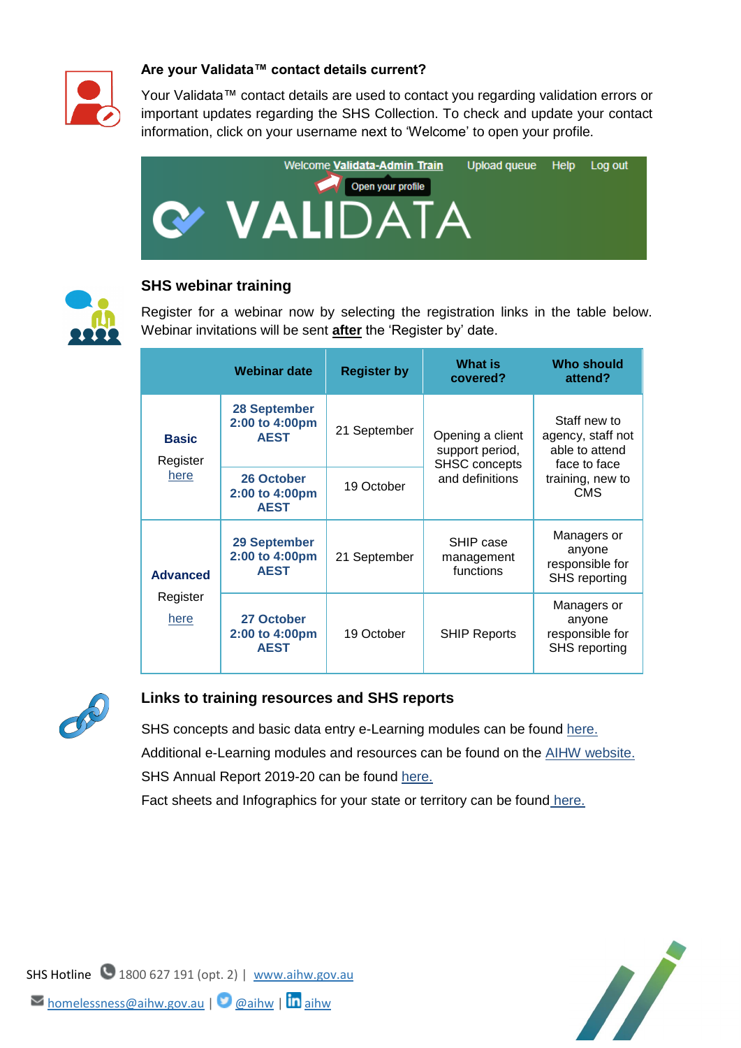## Are your Validata™ contact details current?

Your Validata™ contact details are used to contact you regarding validation errors or important updates regarding the SHS Collection. To check and update your contact information, click on your username next to 'Welcome' to open your profile.

Welcome Validata-Admin Train Upload queue Help Log out

Open your profile

VALIDATA

## SHS webinar training

Register for a webinar now by selecting the registration links in the table below. Webinar invitations will be sent **after** the 'Register by' date.

| | Webinar date | Register by | What is covered? | Who should attend? |
|---|---|---|---|---|
| **Basic** Register here | **28 September 2:00 to 4:00pm AEST** | 21 September | Opening a client support period, SHSC concepts and definitions | Staff new to agency, staff not able to attend face to face training, new to CMS |
| | **26 October 2:00 to 4:00pm AEST** | 19 October | | |
| **Advanced** Register here | **29 September 2:00 to 4:00pm AEST** | 21 September | SHIP case management functions | Managers or anyone responsible for SHS reporting |
| | **27 October 2:00 to 4:00pm AEST** | 19 October | SHIP Reports | Managers or anyone responsible for SHS reporting |

## Links to training resources and SHS reports

SHS concepts and basic data entry e-Learning modules can be found here.

Additional e-Learning modules and resources can be found on the AIHW website.

SHS Annual Report 2019-20 can be found here.

Fact sheets and Infographics for your state or territory can be found here.

SHS Hotline 1800 627 191 (opt. 2) | www.aihw.gov.au

homelessness@aihw.gov.au | @aihw | aihw